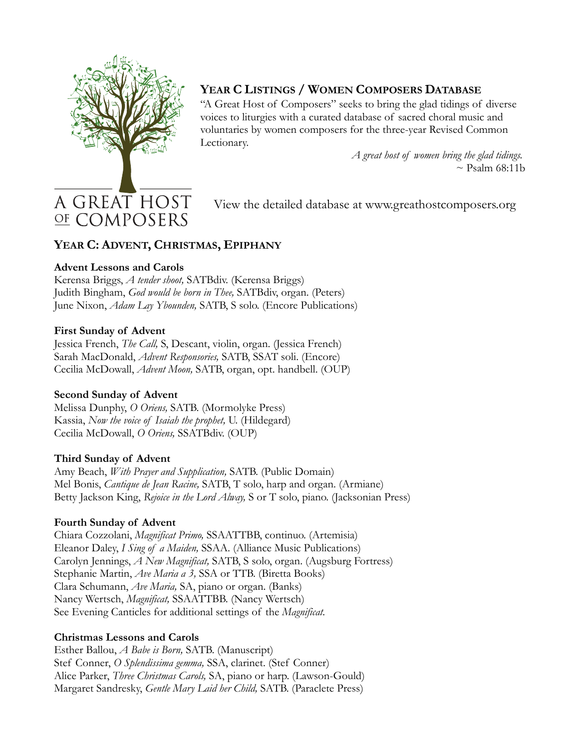A GREAT HOST OF COMPOSERS

## Year C Listings / Women Composers Database

"A Great Host of Composers" seeks to bring the glad tidings of diverse voices to liturgies with a curated database of sacred choral music and voluntaries by women composers for the three-year Revised Common Lectionary.

*A great host of women bring the glad tidings.*
~ Psalm 68:11b

View the detailed database at www.greathostcomposers.org

## Year C: Advent, Christmas, Epiphany

**Advent Lessons and Carols**

Kerensa Briggs, *A tender shoot,* SATBdiv. (Kerensa Briggs)
Judith Bingham, *God would be born in Thee,* SATBdiv, organ. (Peters)
June Nixon, *Adam Lay Ybounden,* SATB, S solo. (Encore Publications)

**First Sunday of Advent**

Jessica French, *The Call,* S, Descant, violin, organ. (Jessica French)
Sarah MacDonald, *Advent Responsories,* SATB, SSAT soli. (Encore)
Cecilia McDowall, *Advent Moon,* SATB, organ, opt. handbell. (OUP)

**Second Sunday of Advent**

Melissa Dunphy, *O Oriens,* SATB. (Mormolyke Press)
Kassia, *Now the voice of Isaiah the prophet,* U. (Hildegard)
Cecilia McDowall, *O Oriens,* SSATBdiv. (OUP)

**Third Sunday of Advent**

Amy Beach, *With Prayer and Supplication,* SATB. (Public Domain)
Mel Bonis, *Cantique de Jean Racine,* SATB, T solo, harp and organ. (Armiane)
Betty Jackson King, *Rejoice in the Lord Alway,* S or T solo, piano. (Jacksonian Press)

**Fourth Sunday of Advent**

Chiara Cozzolani, *Magnificat Primo,* SSAATTBB, continuo. (Artemisia)
Eleanor Daley, *I Sing of a Maiden,* SSAA. (Alliance Music Publications)
Carolyn Jennings, *A New Magnificat,* SATB, S solo, organ. (Augsburg Fortress)
Stephanie Martin, *Ave Maria a 3,* SSA or TTB. (Biretta Books)
Clara Schumann, *Ave Maria,* SA, piano or organ. (Banks)
Nancy Wertsch, *Magnificat,* SSAATTBB. (Nancy Wertsch)
See Evening Canticles for additional settings of the *Magnificat.*

**Christmas Lessons and Carols**

Esther Ballou, *A Babe is Born,* SATB. (Manuscript)
Stef Conner, *O Splendissima gemma,* SSA, clarinet. (Stef Conner)
Alice Parker, *Three Christmas Carols,* SA, piano or harp. (Lawson-Gould)
Margaret Sandresky, *Gentle Mary Laid her Child,* SATB. (Paraclete Press)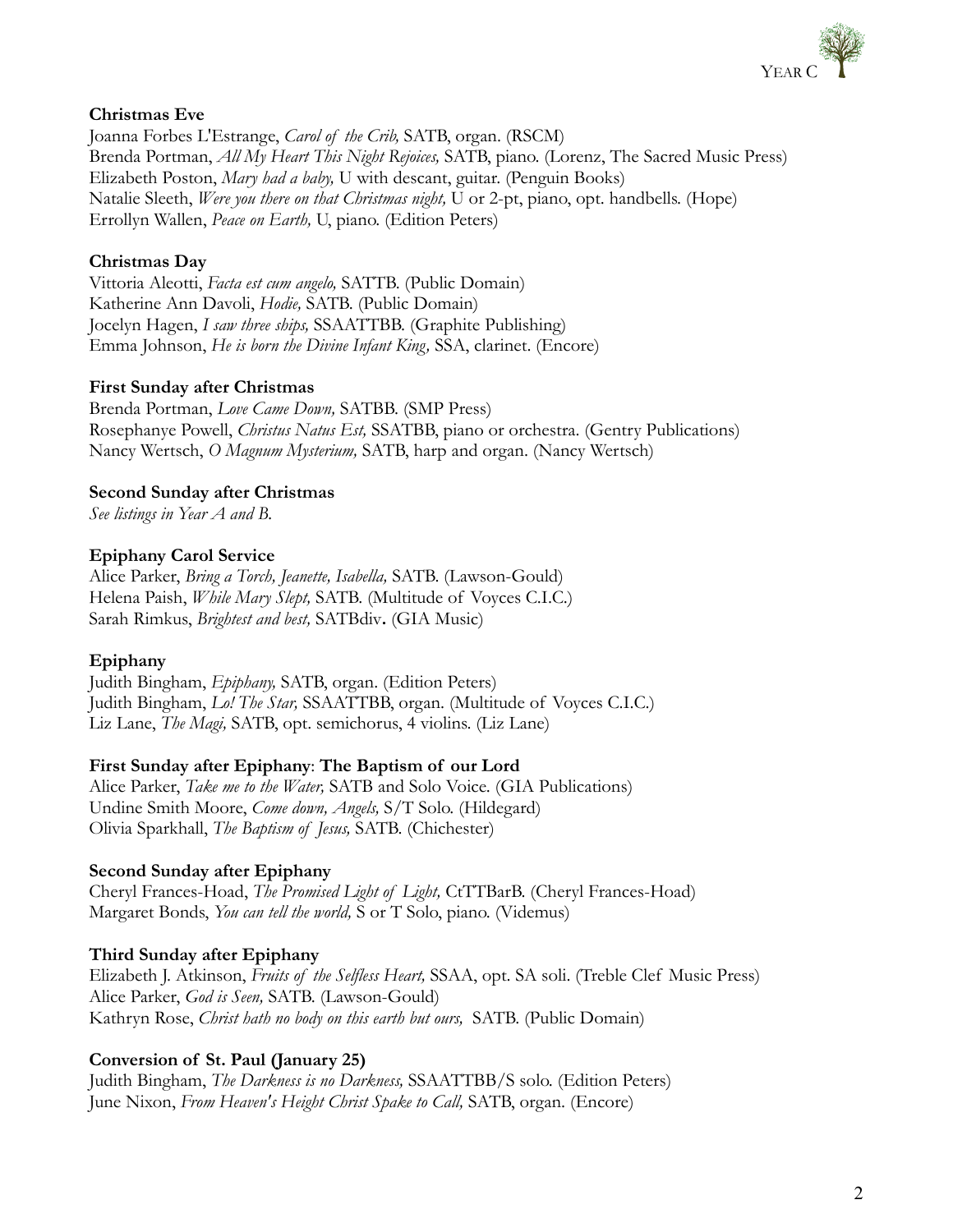**Christmas Eve**

Joanna Forbes L'Estrange, *Carol of the Crib,* SATB, organ. (RSCM)
Brenda Portman, *All My Heart This Night Rejoices,* SATB, piano. (Lorenz, The Sacred Music Press)
Elizabeth Poston, *Mary had a baby,* U with descant, guitar. (Penguin Books)
Natalie Sleeth, *Were you there on that Christmas night,* U or 2-pt, piano, opt. handbells. (Hope)
Errollyn Wallen, *Peace on Earth,* U, piano. (Edition Peters)

**Christmas Day**

Vittoria Aleotti, *Facta est cum angelo,* SATTB. (Public Domain)
Katherine Ann Davoli, *Hodie,* SATB. (Public Domain)
Jocelyn Hagen, *I saw three ships,* SSAATTBB. (Graphite Publishing)
Emma Johnson, *He is born the Divine Infant King,* SSA, clarinet. (Encore)

**First Sunday after Christmas**

Brenda Portman, *Love Came Down,* SATBB. (SMP Press)
Rosephanye Powell, *Christus Natus Est,* SSATBB, piano or orchestra. (Gentry Publications)
Nancy Wertsch, *O Magnum Mysterium,* SATB, harp and organ. (Nancy Wertsch)

**Second Sunday after Christmas**

*See listings in Year A and B.*

**Epiphany Carol Service**

Alice Parker, *Bring a Torch, Jeanette, Isabella,* SATB. (Lawson-Gould)
Helena Paish, *While Mary Slept,* SATB. (Multitude of Voyces C.I.C.)
Sarah Rimkus, *Brightest and best,* SATBdiv**.** (GIA Music)

**Epiphany**

Judith Bingham, *Epiphany,* SATB, organ. (Edition Peters)
Judith Bingham, *Lo! The Star,* SSAATTBB, organ. (Multitude of Voyces C.I.C.)
Liz Lane, *The Magi,* SATB, opt. semichorus, 4 violins. (Liz Lane)

**First Sunday after Epiphany**: **The Baptism of our Lord**

Alice Parker, *Take me to the Water,* SATB and Solo Voice. (GIA Publications)
Undine Smith Moore, *Come down, Angels,* S/T Solo. (Hildegard)
Olivia Sparkhall, *The Baptism of Jesus,* SATB. (Chichester)

**Second Sunday after Epiphany**

Cheryl Frances-Hoad, *The Promised Light of Light,* CtTTBarB. (Cheryl Frances-Hoad)
Margaret Bonds, *You can tell the world,* S or T Solo, piano. (Videmus)

**Third Sunday after Epiphany**

Elizabeth J. Atkinson, *Fruits of the Selfless Heart,* SSAA, opt. SA soli. (Treble Clef Music Press)
Alice Parker, *God is Seen,* SATB. (Lawson-Gould)
Kathryn Rose, *Christ hath no body on this earth but ours,* SATB. (Public Domain)

**Conversion of St. Paul (January 25)**

Judith Bingham, *The Darkness is no Darkness,* SSAATTBB/S solo. (Edition Peters)
June Nixon, *From Heaven's Height Christ Spake to Call,* SATB, organ. (Encore)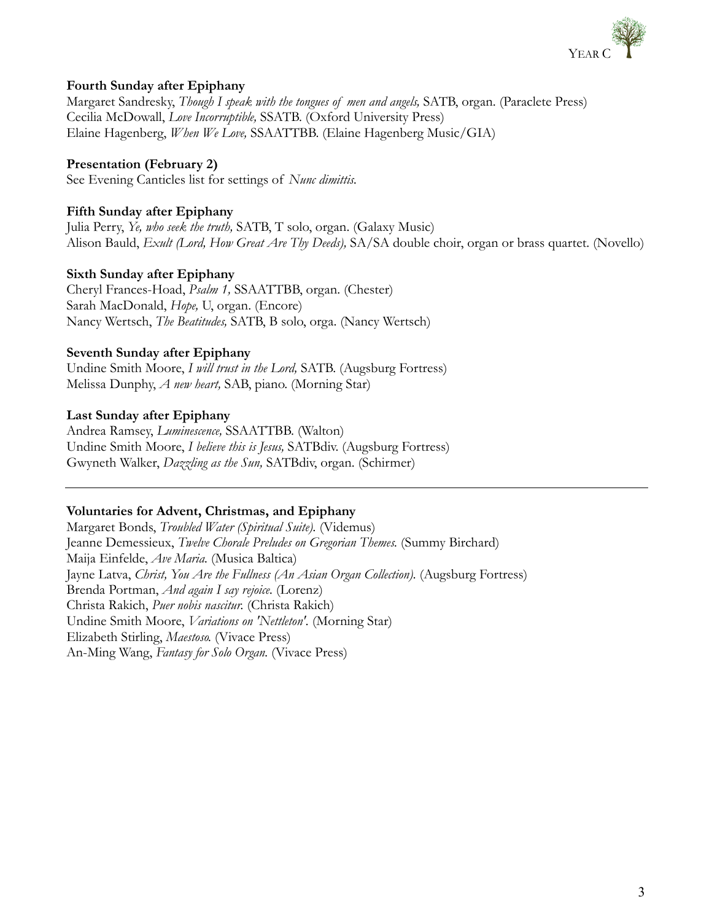**Fourth Sunday after Epiphany**
Margaret Sandresky, *Though I speak with the tongues of men and angels,* SATB, organ. (Paraclete Press)
Cecilia McDowall, *Love Incorruptible,* SSATB. (Oxford University Press)
Elaine Hagenberg, *When We Love,* SSAATTBB. (Elaine Hagenberg Music/GIA)

**Presentation (February 2)**
See Evening Canticles list for settings of *Nunc dimittis.*

**Fifth Sunday after Epiphany**
Julia Perry, *Ye, who seek the truth,* SATB, T solo, organ. (Galaxy Music)
Alison Bauld, *Exult (Lord, How Great Are Thy Deeds),* SA/SA double choir, organ or brass quartet. (Novello)

**Sixth Sunday after Epiphany**
Cheryl Frances-Hoad, *Psalm 1,* SSAATTBB, organ. (Chester)
Sarah MacDonald, *Hope,* U, organ. (Encore)
Nancy Wertsch, *The Beatitudes,* SATB, B solo, orga. (Nancy Wertsch)

**Seventh Sunday after Epiphany**
Undine Smith Moore, *I will trust in the Lord,* SATB. (Augsburg Fortress)
Melissa Dunphy, *A new heart,* SAB, piano. (Morning Star)

**Last Sunday after Epiphany**
Andrea Ramsey, *Luminescence,* SSAATTBB. (Walton)
Undine Smith Moore, *I believe this is Jesus,* SATBdiv. (Augsburg Fortress)
Gwyneth Walker, *Dazzling as the Sun,* SATBdiv, organ. (Schirmer)

---

**Voluntaries for Advent, Christmas, and Epiphany**
Margaret Bonds, *Troubled Water (Spiritual Suite).* (Videmus)
Jeanne Demessieux, *Twelve Chorale Preludes on Gregorian Themes.* (Summy Birchard)
Maija Einfelde, *Ave Maria.* (Musica Baltica)
Jayne Latva, *Christ, You Are the Fullness (An Asian Organ Collection).* (Augsburg Fortress)
Brenda Portman, *And again I say rejoice.* (Lorenz)
Christa Rakich, *Puer nobis nascitur.* (Christa Rakich)
Undine Smith Moore, *Variations on 'Nettleton'.* (Morning Star)
Elizabeth Stirling, *Maestoso.* (Vivace Press)
An-Ming Wang, *Fantasy for Solo Organ.* (Vivace Press)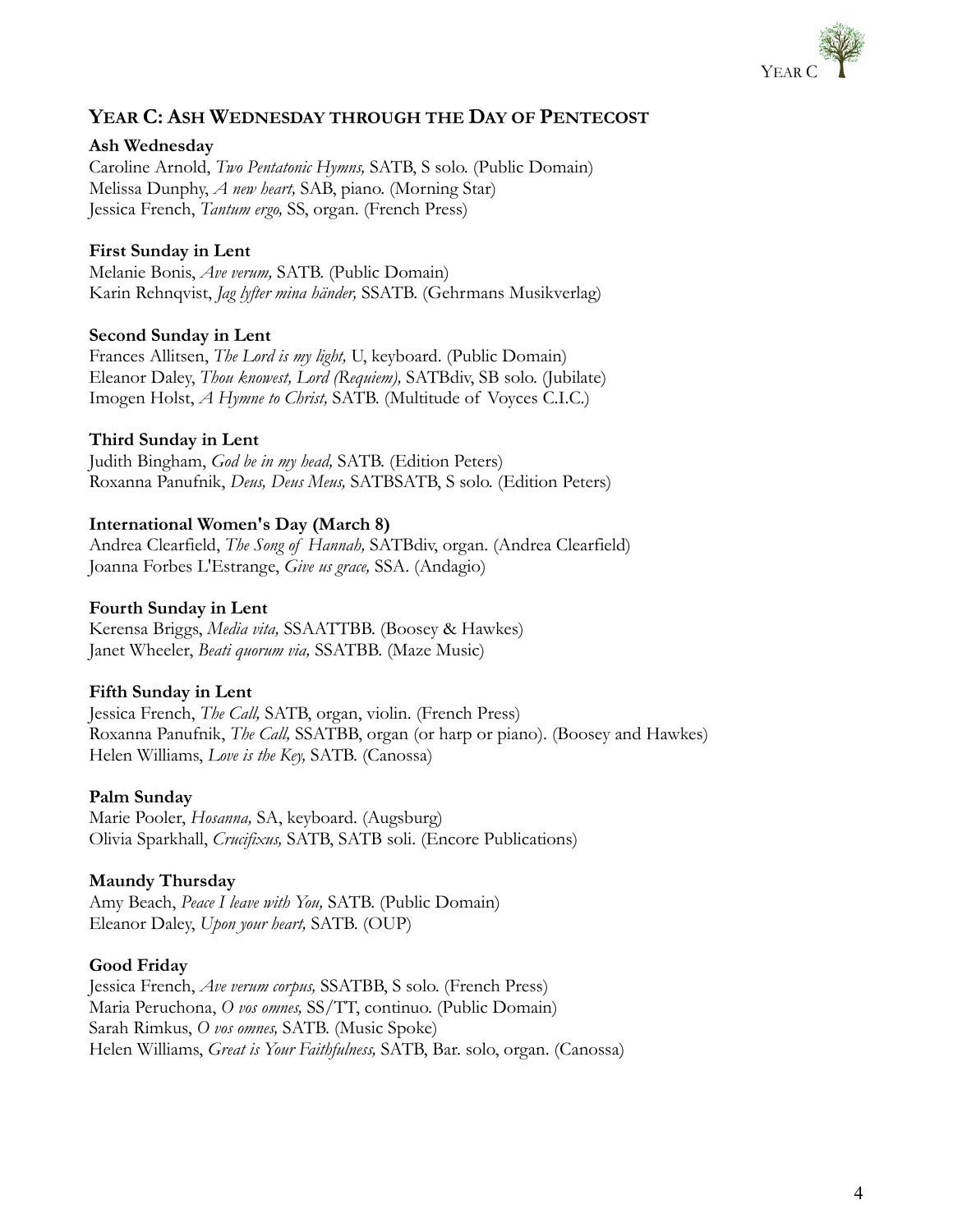## Year C: Ash Wednesday through the Day of Pentecost

**Ash Wednesday**
Caroline Arnold, *Two Pentatonic Hymns,* SATB, S solo. (Public Domain)
Melissa Dunphy, *A new heart,* SAB, piano. (Morning Star)
Jessica French, *Tantum ergo,* SS, organ. (French Press)

**First Sunday in Lent**
Melanie Bonis, *Ave verum,* SATB. (Public Domain)
Karin Rehnqvist, *Jag lyfter mina händer,* SSATB. (Gehrmans Musikverlag)

**Second Sunday in Lent**
Frances Allitsen, *The Lord is my light,* U, keyboard. (Public Domain)
Eleanor Daley, *Thou knowest, Lord (Requiem),* SATBdiv, SB solo. (Jubilate)
Imogen Holst, *A Hymne to Christ,* SATB. (Multitude of Voyces C.I.C.)

**Third Sunday in Lent**
Judith Bingham, *God be in my head,* SATB. (Edition Peters)
Roxanna Panufnik, *Deus, Deus Meus,* SATBSATB, S solo. (Edition Peters)

**International Women's Day (March 8)**
Andrea Clearfield, *The Song of Hannah,* SATBdiv, organ. (Andrea Clearfield)
Joanna Forbes L'Estrange, *Give us grace,* SSA. (Andagio)

**Fourth Sunday in Lent**
Kerensa Briggs, *Media vita,* SSAATTBB. (Boosey & Hawkes)
Janet Wheeler, *Beati quorum via,* SSATBB. (Maze Music)

**Fifth Sunday in Lent**
Jessica French, *The Call,* SATB, organ, violin. (French Press)
Roxanna Panufnik, *The Call,* SSATBB, organ (or harp or piano). (Boosey and Hawkes)
Helen Williams, *Love is the Key,* SATB. (Canossa)

**Palm Sunday**
Marie Pooler, *Hosanna,* SA, keyboard. (Augsburg)
Olivia Sparkhall, *Crucifixus,* SATB, SATB soli. (Encore Publications)

**Maundy Thursday**
Amy Beach, *Peace I leave with You,* SATB. (Public Domain)
Eleanor Daley, *Upon your heart,* SATB. (OUP)

**Good Friday**
Jessica French, *Ave verum corpus,* SSATBB, S solo. (French Press)
Maria Peruchona, *O vos omnes,* SS/TT, continuo. (Public Domain)
Sarah Rimkus, *O vos omnes,* SATB. (Music Spoke)
Helen Williams, *Great is Your Faithfulness,* SATB, Bar. solo, organ. (Canossa)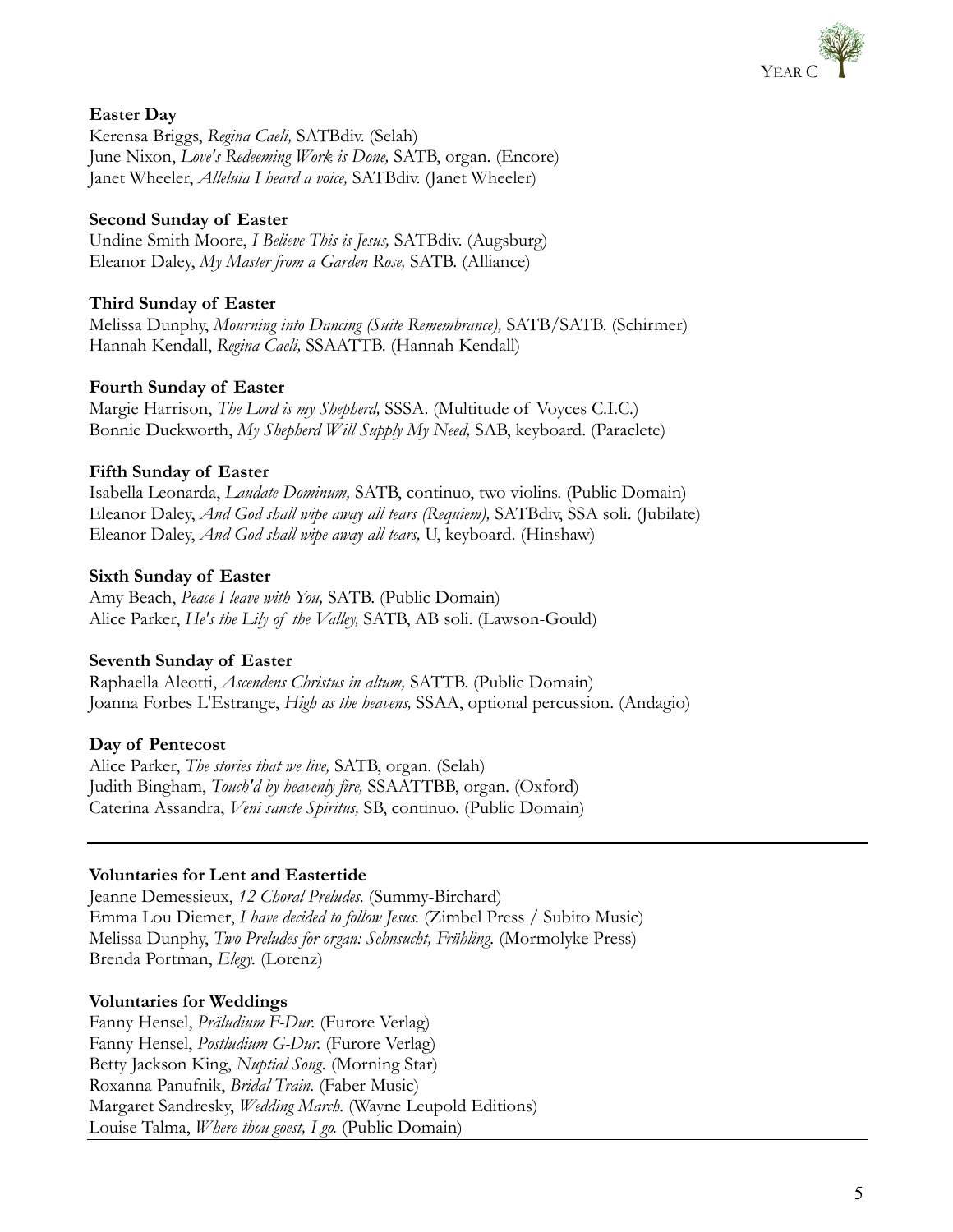**Easter Day**
Kerensa Briggs, *Regina Caeli,* SATBdiv. (Selah)
June Nixon, *Love's Redeeming Work is Done,* SATB, organ. (Encore)
Janet Wheeler, *Alleluia I heard a voice,* SATBdiv. (Janet Wheeler)

**Second Sunday of Easter**
Undine Smith Moore, *I Believe This is Jesus,* SATBdiv. (Augsburg)
Eleanor Daley, *My Master from a Garden Rose,* SATB. (Alliance)

**Third Sunday of Easter**
Melissa Dunphy, *Mourning into Dancing (Suite Remembrance),* SATB/SATB. (Schirmer)
Hannah Kendall, *Regina Caeli,* SSAATTB. (Hannah Kendall)

**Fourth Sunday of Easter**
Margie Harrison, *The Lord is my Shepherd,* SSSA. (Multitude of Voyces C.I.C.)
Bonnie Duckworth, *My Shepherd Will Supply My Need,* SAB, keyboard. (Paraclete)

**Fifth Sunday of Easter**
Isabella Leonarda, *Laudate Dominum,* SATB, continuo, two violins. (Public Domain)
Eleanor Daley, *And God shall wipe away all tears (Requiem),* SATBdiv, SSA soli. (Jubilate)
Eleanor Daley, *And God shall wipe away all tears,* U, keyboard. (Hinshaw)

**Sixth Sunday of Easter**
Amy Beach, *Peace I leave with You,* SATB. (Public Domain)
Alice Parker, *He's the Lily of the Valley,* SATB, AB soli. (Lawson-Gould)

**Seventh Sunday of Easter**
Raphaella Aleotti, *Ascendens Christus in altum,* SATTB. (Public Domain)
Joanna Forbes L'Estrange, *High as the heavens,* SSAA, optional percussion. (Andagio)

**Day of Pentecost**
Alice Parker, *The stories that we live,* SATB, organ. (Selah)
Judith Bingham, *Touch'd by heavenly fire,* SSAATTBB, organ. (Oxford)
Caterina Assandra, *Veni sancte Spiritus,* SB, continuo. (Public Domain)

---

**Voluntaries for Lent and Eastertide**
Jeanne Demessieux, *12 Choral Preludes.* (Summy-Birchard)
Emma Lou Diemer, *I have decided to follow Jesus.* (Zimbel Press / Subito Music)
Melissa Dunphy, *Two Preludes for organ: Sehnsucht, Frühling*. (Mormolyke Press)
Brenda Portman, *Elegy.* (Lorenz)

**Voluntaries for Weddings**
Fanny Hensel, *Präludium F-Dur.* (Furore Verlag)
Fanny Hensel, *Postludium G-Dur.* (Furore Verlag)
Betty Jackson King, *Nuptial Song.* (Morning Star)
Roxanna Panufnik, *Bridal Train.* (Faber Music)
Margaret Sandresky, *Wedding March.* (Wayne Leupold Editions)
Louise Talma, *Where thou goest, I go.* (Public Domain)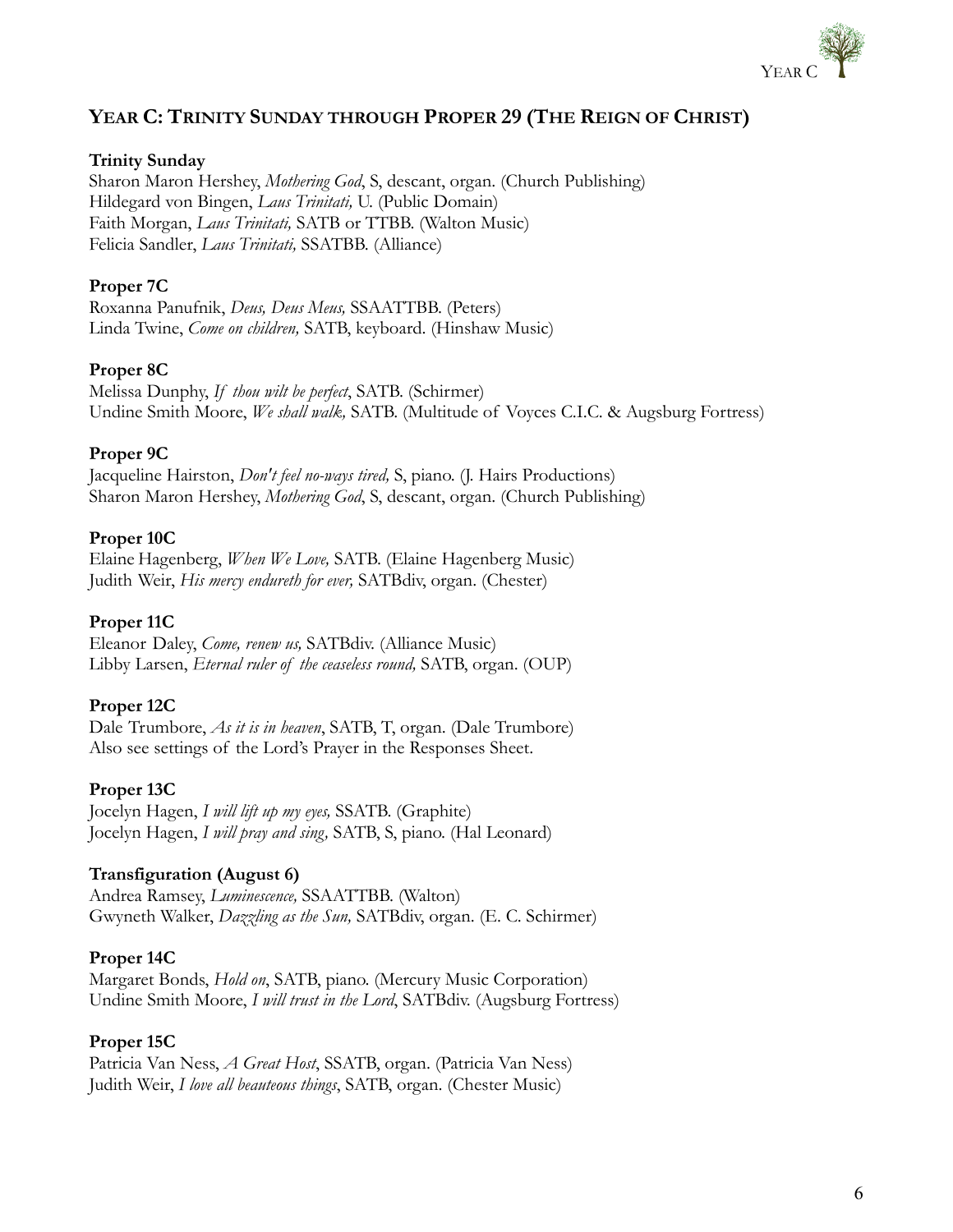## YEAR C: TRINITY SUNDAY THROUGH PROPER 29 (THE REIGN OF CHRIST)

**Trinity Sunday**
Sharon Maron Hershey, *Mothering God*, S, descant, organ. (Church Publishing)
Hildegard von Bingen, *Laus Trinitati,* U. (Public Domain)
Faith Morgan, *Laus Trinitati,* SATB or TTBB. (Walton Music)
Felicia Sandler, *Laus Trinitati,* SSATBB. (Alliance)

**Proper 7C**
Roxanna Panufnik, *Deus, Deus Meus,* SSAATTBB. (Peters)
Linda Twine, *Come on children,* SATB, keyboard. (Hinshaw Music)

**Proper 8C**
Melissa Dunphy, *If thou wilt be perfect*, SATB. (Schirmer)
Undine Smith Moore, *We shall walk,* SATB. (Multitude of Voyces C.I.C. & Augsburg Fortress)

**Proper 9C**
Jacqueline Hairston, *Don't feel no-ways tired,* S, piano. (J. Hairs Productions)
Sharon Maron Hershey, *Mothering God*, S, descant, organ. (Church Publishing)

**Proper 10C**
Elaine Hagenberg, *When We Love,* SATB. (Elaine Hagenberg Music)
Judith Weir, *His mercy endureth for ever,* SATBdiv, organ. (Chester)

**Proper 11C**
Eleanor Daley, *Come, renew us,* SATBdiv. (Alliance Music)
Libby Larsen, *Eternal ruler of the ceaseless round,* SATB, organ. (OUP)

**Proper 12C**
Dale Trumbore, *As it is in heaven*, SATB, T, organ. (Dale Trumbore)
Also see settings of the Lord's Prayer in the Responses Sheet.

**Proper 13C**
Jocelyn Hagen, *I will lift up my eyes,* SSATB. (Graphite)
Jocelyn Hagen, *I will pray and sing,* SATB, S, piano. (Hal Leonard)

**Transfiguration (August 6)**
Andrea Ramsey, *Luminescence,* SSAATTBB. (Walton)
Gwyneth Walker, *Dazzling as the Sun,* SATBdiv, organ. (E. C. Schirmer)

**Proper 14C**
Margaret Bonds, *Hold on*, SATB, piano. (Mercury Music Corporation)
Undine Smith Moore, *I will trust in the Lord*, SATBdiv. (Augsburg Fortress)

**Proper 15C**
Patricia Van Ness, *A Great Host*, SSATB, organ. (Patricia Van Ness)
Judith Weir, *I love all beauteous things*, SATB, organ. (Chester Music)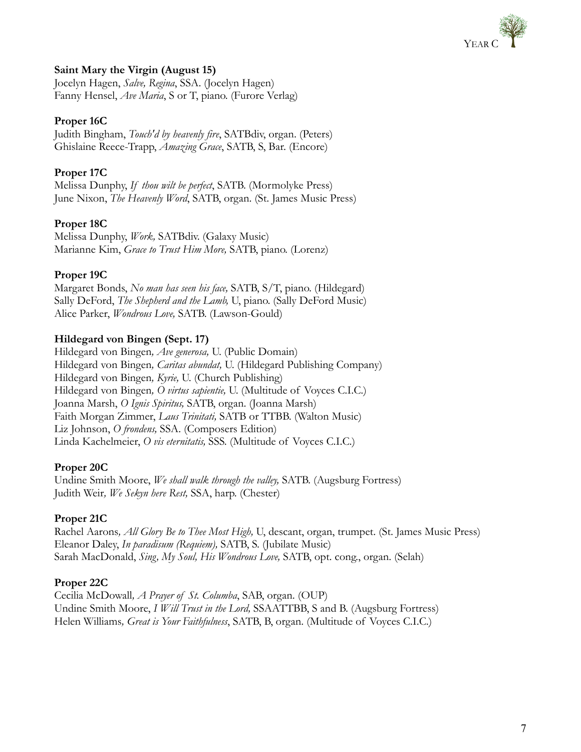**Saint Mary the Virgin (August 15)**
Jocelyn Hagen, *Salve, Regina*, SSA. (Jocelyn Hagen)
Fanny Hensel, *Ave Maria*, S or T, piano. (Furore Verlag)

**Proper 16C**
Judith Bingham, *Touch'd by heavenly fire*, SATBdiv, organ. (Peters)
Ghislaine Reece-Trapp, *Amazing Grace*, SATB, S, Bar. (Encore)

**Proper 17C**
Melissa Dunphy, *If thou wilt be perfect*, SATB. (Mormolyke Press)
June Nixon, *The Heavenly Word*, SATB, organ. (St. James Music Press)

**Proper 18C**
Melissa Dunphy, *Work,* SATBdiv. (Galaxy Music)
Marianne Kim, *Grace to Trust Him More,* SATB, piano. (Lorenz)

**Proper 19C**
Margaret Bonds, *No man has seen his face,* SATB, S/T, piano. (Hildegard)
Sally DeFord, *The Shepherd and the Lamb,* U, piano. (Sally DeFord Music)
Alice Parker, *Wondrous Love,* SATB. (Lawson-Gould)

**Hildegard von Bingen (Sept. 17)**
Hildegard von Bingen*, Ave generosa,* U. (Public Domain)
Hildegard von Bingen*, Caritas abundat,* U. (Hildegard Publishing Company)
Hildegard von Bingen*, Kyrie,* U. (Church Publishing)
Hildegard von Bingen*, O virtus sapientie,* U. (Multitude of Voyces C.I.C.)
Joanna Marsh, *O Ignis Spiritus,* SATB, organ. (Joanna Marsh)
Faith Morgan Zimmer, *Laus Trinitati,* SATB or TTBB. (Walton Music)
Liz Johnson, *O frondens,* SSA. (Composers Edition)
Linda Kachelmeier, *O vis eternitatis,* SSS. (Multitude of Voyces C.I.C.)

**Proper 20C**
Undine Smith Moore, *We shall walk through the valley,* SATB. (Augsburg Fortress)
Judith Weir*, We Sekyn here Rest,* SSA, harp. (Chester)

**Proper 21C**
Rachel Aarons*, All Glory Be to Thee Most High,* U, descant, organ, trumpet. (St. James Music Press)
Eleanor Daley, *In paradisum (Requiem),* SATB, S. (Jubilate Music)
Sarah MacDonald, *Sing, My Soul, His Wondrous Love,* SATB, opt. cong., organ. (Selah)

**Proper 22C**
Cecilia McDowall*, A Prayer of St. Columba*, SAB, organ. (OUP)
Undine Smith Moore, *I Will Trust in the Lord,* SSAATTBB, S and B. (Augsburg Fortress)
Helen Williams*, Great is Your Faithfulness*, SATB, B, organ. (Multitude of Voyces C.I.C.)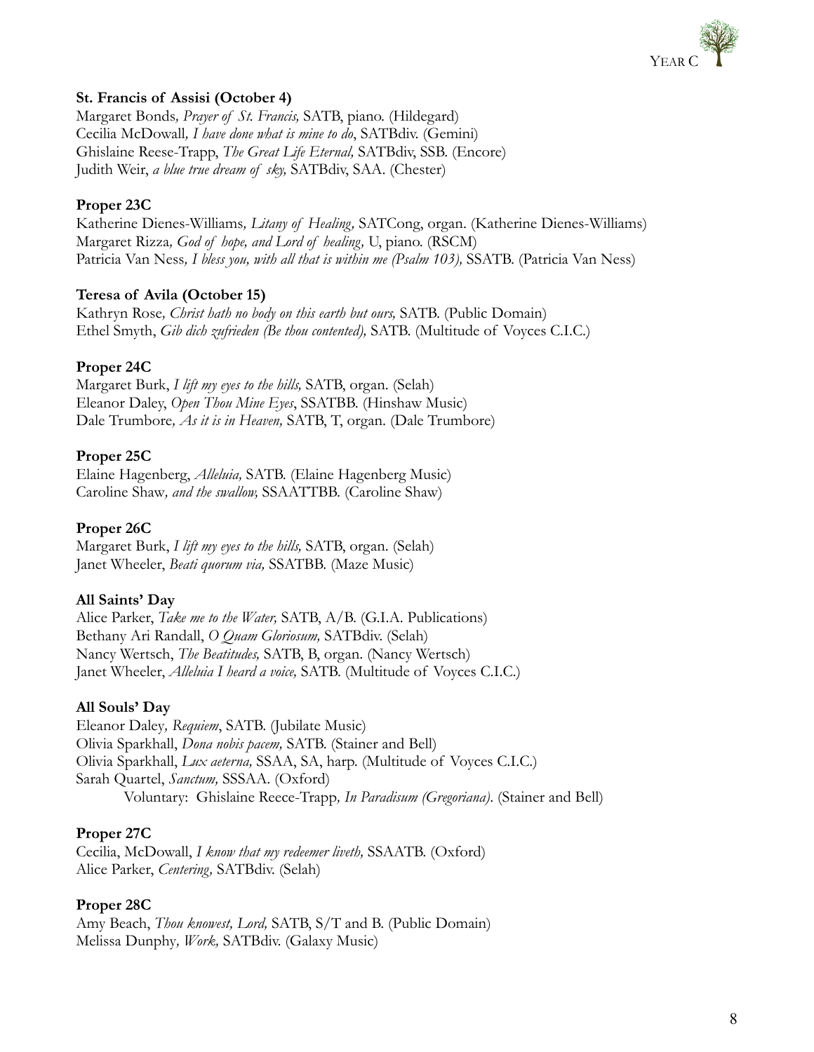**St. Francis of Assisi (October 4)**
Margaret Bonds, *Prayer of St. Francis,* SATB, piano. (Hildegard)
Cecilia McDowall, *I have done what is mine to do*, SATBdiv. (Gemini)
Ghislaine Reese-Trapp, *The Great Life Eternal,* SATBdiv, SSB. (Encore)
Judith Weir, *a blue true dream of sky,* SATBdiv, SAA. (Chester)

**Proper 23C**
Katherine Dienes-Williams, *Litany of Healing*, SATCong, organ. (Katherine Dienes-Williams)
Margaret Rizza, *God of hope, and Lord of healing*, U, piano. (RSCM)
Patricia Van Ness, *I bless you, with all that is within me (Psalm 103),* SSATB. (Patricia Van Ness)

**Teresa of Avila (October 15)**
Kathryn Rose, *Christ hath no body on this earth but ours,* SATB. (Public Domain)
Ethel Smyth, *Gib dich zufrieden (Be thou contented),* SATB. (Multitude of Voyces C.I.C.)

**Proper 24C**
Margaret Burk, *I lift my eyes to the hills,* SATB, organ. (Selah)
Eleanor Daley, *Open Thou Mine Eyes*, SSATBB. (Hinshaw Music)
Dale Trumbore, *As it is in Heaven,* SATB, T, organ. (Dale Trumbore)

**Proper 25C**
Elaine Hagenberg, *Alleluia,* SATB. (Elaine Hagenberg Music)
Caroline Shaw, *and the swallow,* SSAATTBB. (Caroline Shaw)

**Proper 26C**
Margaret Burk, *I lift my eyes to the hills,* SATB, organ. (Selah)
Janet Wheeler, *Beati quorum via,* SSATBB. (Maze Music)

**All Saints' Day**
Alice Parker, *Take me to the Water,* SATB, A/B. (G.I.A. Publications)
Bethany Ari Randall, *O Quam Gloriosum,* SATBdiv. (Selah)
Nancy Wertsch, *The Beatitudes,* SATB, B, organ. (Nancy Wertsch)
Janet Wheeler, *Alleluia I heard a voice,* SATB. (Multitude of Voyces C.I.C.)

**All Souls' Day**
Eleanor Daley, *Requiem*, SATB. (Jubilate Music)
Olivia Sparkhall, *Dona nobis pacem,* SATB. (Stainer and Bell)
Olivia Sparkhall, *Lux aeterna,* SSAA, SA, harp. (Multitude of Voyces C.I.C.)
Sarah Quartel, *Sanctum,* SSSAA. (Oxford)
Voluntary: Ghislaine Reece-Trapp, *In Paradisum (Gregoriana)*. (Stainer and Bell)

**Proper 27C**
Cecilia, McDowall, *I know that my redeemer liveth,* SSAATB. (Oxford)
Alice Parker, *Centering,* SATBdiv. (Selah)

**Proper 28C**
Amy Beach, *Thou knowest, Lord,* SATB, S/T and B. (Public Domain)
Melissa Dunphy, *Work,* SATBdiv. (Galaxy Music)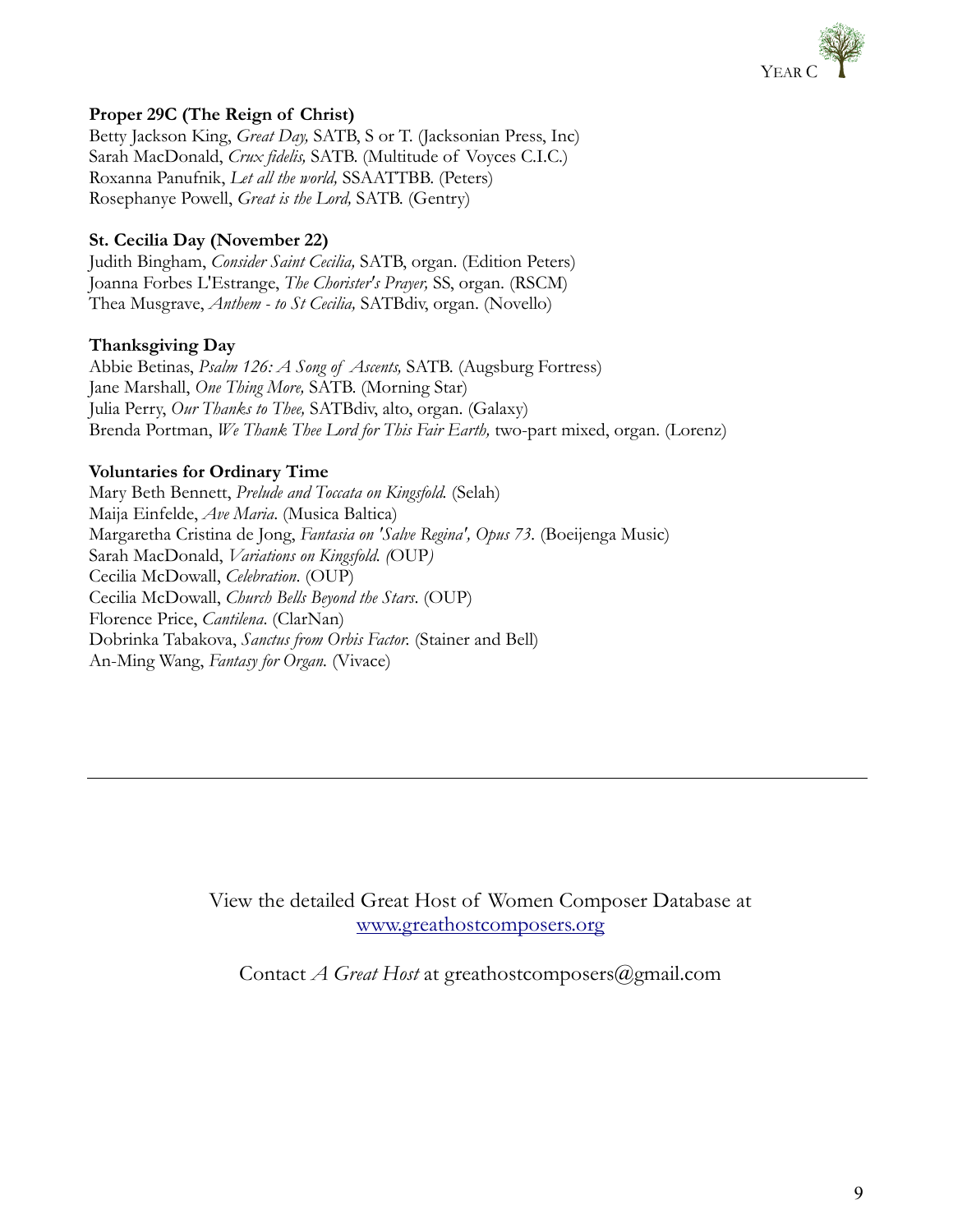**Proper 29C (The Reign of Christ)**

Betty Jackson King, *Great Day,* SATB, S or T. (Jacksonian Press, Inc)
Sarah MacDonald, *Crux fidelis,* SATB. (Multitude of Voyces C.I.C.)
Roxanna Panufnik, *Let all the world,* SSAATTBB. (Peters)
Rosephanye Powell, *Great is the Lord,* SATB. (Gentry)

**St. Cecilia Day (November 22)**

Judith Bingham, *Consider Saint Cecilia,* SATB, organ. (Edition Peters)
Joanna Forbes L'Estrange, *The Chorister's Prayer,* SS, organ. (RSCM)
Thea Musgrave, *Anthem - to St Cecilia,* SATBdiv, organ. (Novello)

**Thanksgiving Day**

Abbie Betinas, *Psalm 126: A Song of Ascents,* SATB. (Augsburg Fortress)
Jane Marshall, *One Thing More,* SATB. (Morning Star)
Julia Perry, *Our Thanks to Thee,* SATBdiv, alto, organ. (Galaxy)
Brenda Portman, *We Thank Thee Lord for This Fair Earth,* two-part mixed, organ. (Lorenz)

**Voluntaries for Ordinary Time**

Mary Beth Bennett, *Prelude and Toccata on Kingsfold.* (Selah)
Maija Einfelde, *Ave Maria.* (Musica Baltica)
Margaretha Cristina de Jong, *Fantasia on 'Salve Regina', Opus 73.* (Boeijenga Music)
Sarah MacDonald, *Variations on Kingsfold.* (OUP)
Cecilia McDowall, *Celebration.* (OUP)
Cecilia McDowall, *Church Bells Beyond the Stars.* (OUP)
Florence Price, *Cantilena.* (ClarNan)
Dobrinka Tabakova, *Sanctus from Orbis Factor.* (Stainer and Bell)
An-Ming Wang, *Fantasy for Organ.* (Vivace)

---

View the detailed Great Host of Women Composer Database at [www.greathostcomposers.org](http://www.greathostcomposers.org)

Contact *A Great Host* at greathostcomposers@gmail.com